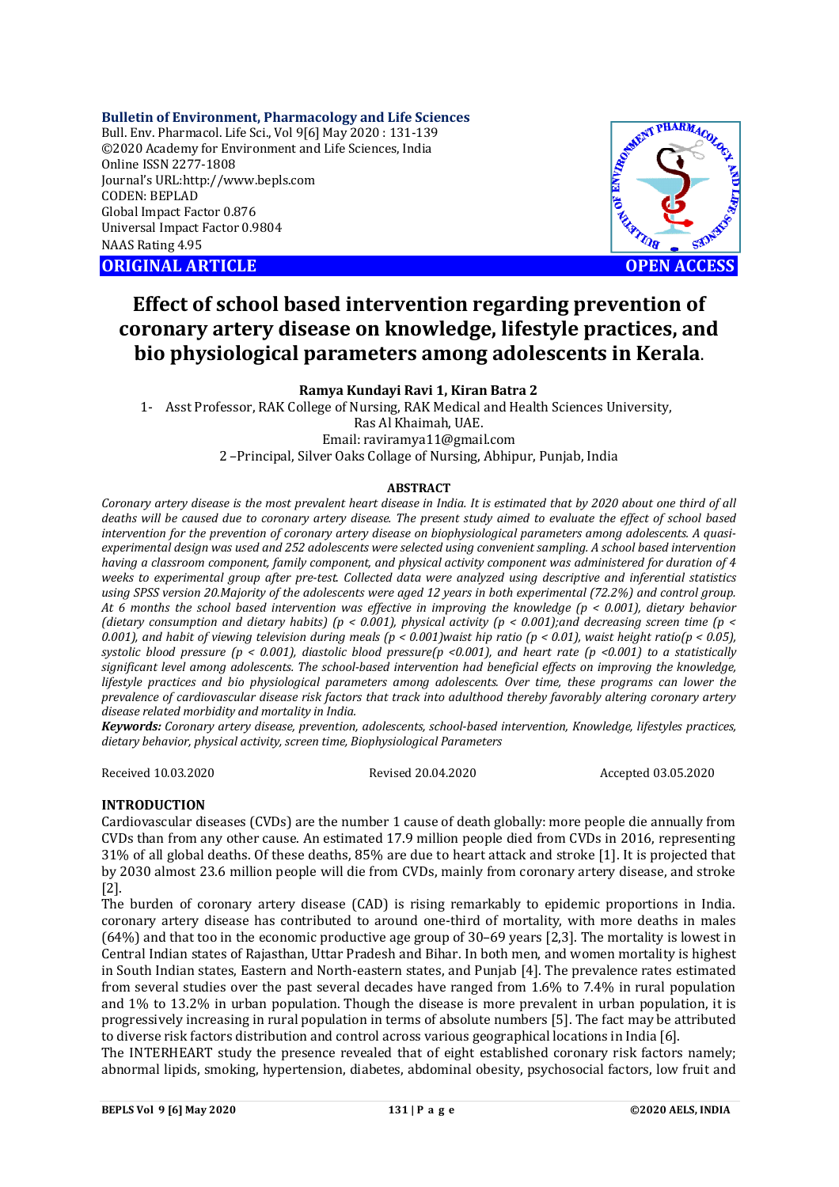Bulletin of Environment, Pharmacology and Life Sciences
Bull. Env. Pharmacol. Life Sci., Vol 9[6] May 2020 : 131-139
©2020 Academy for Environment and Life Sciences, India
Online ISSN 2277-1808
Journal's URL:http://www.bepls.com
CODEN: BEPLAD
Global Impact Factor 0.876
Universal Impact Factor 0.9804
NAAS Rating 4.95

**ORIGINAL ARTICLE** **OPEN ACCESS**

# Effect of school based intervention regarding prevention of coronary artery disease on knowledge, lifestyle practices, and bio physiological parameters among adolescents in Kerala.

**Ramya Kundayi Ravi 1, Kiran Batra 2**

1- Asst Professor, RAK College of Nursing, RAK Medical and Health Sciences University, Ras Al Khaimah, UAE.
Email: raviramya11@gmail.com
2 –Principal, Silver Oaks Collage of Nursing, Abhipur, Punjab, India

## ABSTRACT

*Coronary artery disease is the most prevalent heart disease in India. It is estimated that by 2020 about one third of all deaths will be caused due to coronary artery disease. The present study aimed to evaluate the effect of school based intervention for the prevention of coronary artery disease on biophysiological parameters among adolescents. A quasi-experimental design was used and 252 adolescents were selected using convenient sampling. A school based intervention having a classroom component, family component, and physical activity component was administered for duration of 4 weeks to experimental group after pre-test. Collected data were analyzed using descriptive and inferential statistics using SPSS version 20.Majority of the adolescents were aged 12 years in both experimental (72.2%) and control group. At 6 months the school based intervention was effective in improving the knowledge ($p < 0.001$), dietary behavior (dietary consumption and dietary habits) ($p < 0.001$), physical activity ($p < 0.001$);and decreasing screen time ($p < 0.001$), and habit of viewing television during meals ($p < 0.001$)waist hip ratio ($p < 0.01$), waist height ratio($p < 0.05$), systolic blood pressure ($p < 0.001$), diastolic blood pressure($p < 0.001$), and heart rate ($p < 0.001$) to a statistically significant level among adolescents. The school-based intervention had beneficial effects on improving the knowledge, lifestyle practices and bio physiological parameters among adolescents. Over time, these programs can lower the prevalence of cardiovascular disease risk factors that track into adulthood thereby favorably altering coronary artery disease related morbidity and mortality in India.*

***Keywords:*** *Coronary artery disease, prevention, adolescents, school-based intervention, Knowledge, lifestyles practices, dietary behavior, physical activity, screen time, Biophysiological Parameters*

Received 10.03.2020 Revised 20.04.2020 Accepted 03.05.2020

## INTRODUCTION

Cardiovascular diseases (CVDs) are the number 1 cause of death globally: more people die annually from CVDs than from any other cause. An estimated 17.9 million people died from CVDs in 2016, representing 31% of all global deaths. Of these deaths, 85% are due to heart attack and stroke [1]. It is projected that by 2030 almost 23.6 million people will die from CVDs, mainly from coronary artery disease, and stroke [2].

The burden of coronary artery disease (CAD) is rising remarkably to epidemic proportions in India. coronary artery disease has contributed to around one-third of mortality, with more deaths in males (64%) and that too in the economic productive age group of 30–69 years [2,3]. The mortality is lowest in Central Indian states of Rajasthan, Uttar Pradesh and Bihar. In both men, and women mortality is highest in South Indian states, Eastern and North-eastern states, and Punjab [4]. The prevalence rates estimated from several studies over the past several decades have ranged from 1.6% to 7.4% in rural population and 1% to 13.2% in urban population. Though the disease is more prevalent in urban population, it is progressively increasing in rural population in terms of absolute numbers [5]. The fact may be attributed to diverse risk factors distribution and control across various geographical locations in India [6].

The INTERHEART study the presence revealed that of eight established coronary risk factors namely; abnormal lipids, smoking, hypertension, diabetes, abdominal obesity, psychosocial factors, low fruit and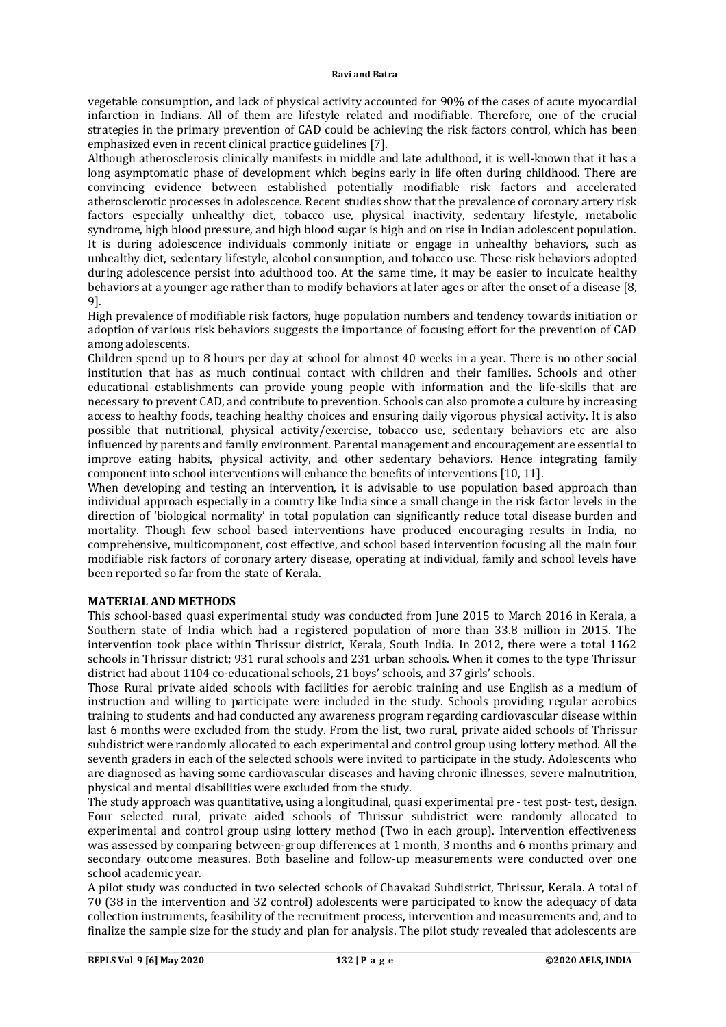vegetable consumption, and lack of physical activity accounted for 90% of the cases of acute myocardial infarction in Indians. All of them are lifestyle related and modifiable. Therefore, one of the crucial strategies in the primary prevention of CAD could be achieving the risk factors control, which has been emphasized even in recent clinical practice guidelines [7].

Although atherosclerosis clinically manifests in middle and late adulthood, it is well-known that it has a long asymptomatic phase of development which begins early in life often during childhood. There are convincing evidence between established potentially modifiable risk factors and accelerated atherosclerotic processes in adolescence. Recent studies show that the prevalence of coronary artery risk factors especially unhealthy diet, tobacco use, physical inactivity, sedentary lifestyle, metabolic syndrome, high blood pressure, and high blood sugar is high and on rise in Indian adolescent population. It is during adolescence individuals commonly initiate or engage in unhealthy behaviors, such as unhealthy diet, sedentary lifestyle, alcohol consumption, and tobacco use. These risk behaviors adopted during adolescence persist into adulthood too. At the same time, it may be easier to inculcate healthy behaviors at a younger age rather than to modify behaviors at later ages or after the onset of a disease [8, 9].

High prevalence of modifiable risk factors, huge population numbers and tendency towards initiation or adoption of various risk behaviors suggests the importance of focusing effort for the prevention of CAD among adolescents.

Children spend up to 8 hours per day at school for almost 40 weeks in a year. There is no other social institution that has as much continual contact with children and their families. Schools and other educational establishments can provide young people with information and the life-skills that are necessary to prevent CAD, and contribute to prevention. Schools can also promote a culture by increasing access to healthy foods, teaching healthy choices and ensuring daily vigorous physical activity. It is also possible that nutritional, physical activity/exercise, tobacco use, sedentary behaviors etc are also influenced by parents and family environment. Parental management and encouragement are essential to improve eating habits, physical activity, and other sedentary behaviors. Hence integrating family component into school interventions will enhance the benefits of interventions [10, 11].

When developing and testing an intervention, it is advisable to use population based approach than individual approach especially in a country like India since a small change in the risk factor levels in the direction of 'biological normality' in total population can significantly reduce total disease burden and mortality. Though few school based interventions have produced encouraging results in India, no comprehensive, multicomponent, cost effective, and school based intervention focusing all the main four modifiable risk factors of coronary artery disease, operating at individual, family and school levels have been reported so far from the state of Kerala.

## MATERIAL AND METHODS

This school-based quasi experimental study was conducted from June 2015 to March 2016 in Kerala, a Southern state of India which had a registered population of more than 33.8 million in 2015. The intervention took place within Thrissur district, Kerala, South India. In 2012, there were a total 1162 schools in Thrissur district; 931 rural schools and 231 urban schools. When it comes to the type Thrissur district had about 1104 co-educational schools, 21 boys' schools, and 37 girls' schools.

Those Rural private aided schools with facilities for aerobic training and use English as a medium of instruction and willing to participate were included in the study. Schools providing regular aerobics training to students and had conducted any awareness program regarding cardiovascular disease within last 6 months were excluded from the study. From the list, two rural, private aided schools of Thrissur subdistrict were randomly allocated to each experimental and control group using lottery method. All the seventh graders in each of the selected schools were invited to participate in the study. Adolescents who are diagnosed as having some cardiovascular diseases and having chronic illnesses, severe malnutrition, physical and mental disabilities were excluded from the study.

The study approach was quantitative, using a longitudinal, quasi experimental pre - test post- test, design. Four selected rural, private aided schools of Thrissur subdistrict were randomly allocated to experimental and control group using lottery method (Two in each group). Intervention effectiveness was assessed by comparing between-group differences at 1 month, 3 months and 6 months primary and secondary outcome measures. Both baseline and follow-up measurements were conducted over one school academic year.

A pilot study was conducted in two selected schools of Chavakad Subdistrict, Thrissur, Kerala. A total of 70 (38 in the intervention and 32 control) adolescents were participated to know the adequacy of data collection instruments, feasibility of the recruitment process, intervention and measurements and, and to finalize the sample size for the study and plan for analysis. The pilot study revealed that adolescents are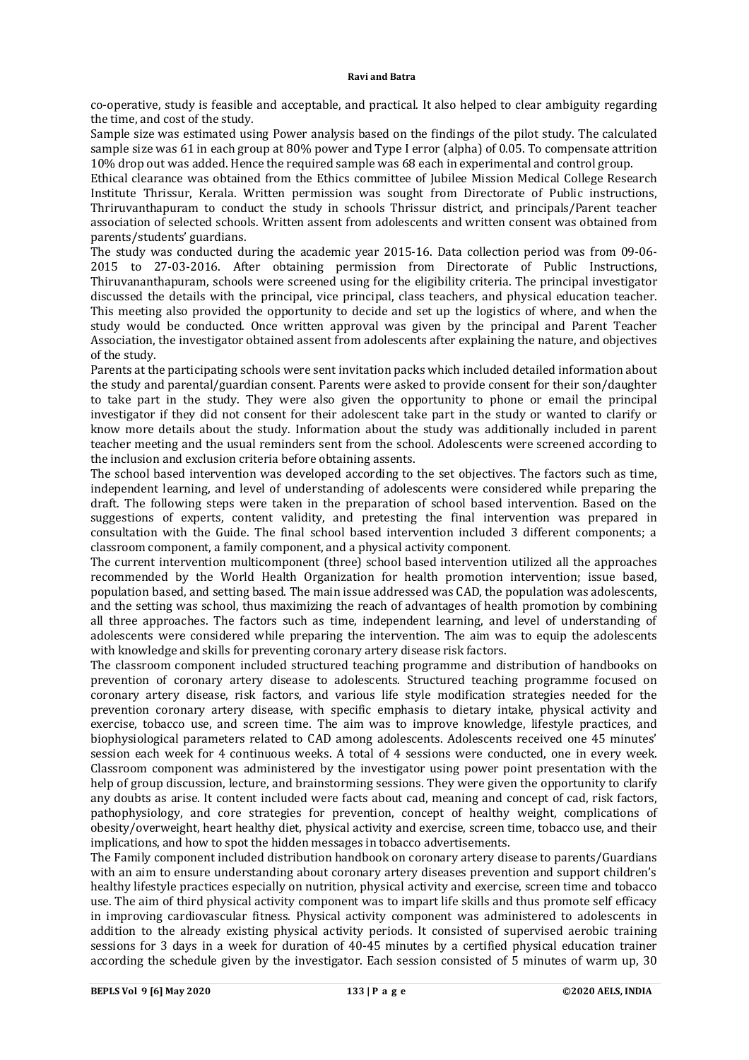co-operative, study is feasible and acceptable, and practical. It also helped to clear ambiguity regarding the time, and cost of the study.

Sample size was estimated using Power analysis based on the findings of the pilot study. The calculated sample size was 61 in each group at 80% power and Type I error (alpha) of 0.05. To compensate attrition 10% drop out was added. Hence the required sample was 68 each in experimental and control group.

Ethical clearance was obtained from the Ethics committee of Jubilee Mission Medical College Research Institute Thrissur, Kerala. Written permission was sought from Directorate of Public instructions, Thriruvanthapuram to conduct the study in schools Thrissur district, and principals/Parent teacher association of selected schools. Written assent from adolescents and written consent was obtained from parents/students' guardians.

The study was conducted during the academic year 2015-16. Data collection period was from 09-06-2015 to 27-03-2016. After obtaining permission from Directorate of Public Instructions, Thiruvananthapuram, schools were screened using for the eligibility criteria. The principal investigator discussed the details with the principal, vice principal, class teachers, and physical education teacher. This meeting also provided the opportunity to decide and set up the logistics of where, and when the study would be conducted. Once written approval was given by the principal and Parent Teacher Association, the investigator obtained assent from adolescents after explaining the nature, and objectives of the study.

Parents at the participating schools were sent invitation packs which included detailed information about the study and parental/guardian consent. Parents were asked to provide consent for their son/daughter to take part in the study. They were also given the opportunity to phone or email the principal investigator if they did not consent for their adolescent take part in the study or wanted to clarify or know more details about the study. Information about the study was additionally included in parent teacher meeting and the usual reminders sent from the school. Adolescents were screened according to the inclusion and exclusion criteria before obtaining assents.

The school based intervention was developed according to the set objectives. The factors such as time, independent learning, and level of understanding of adolescents were considered while preparing the draft. The following steps were taken in the preparation of school based intervention. Based on the suggestions of experts, content validity, and pretesting the final intervention was prepared in consultation with the Guide. The final school based intervention included 3 different components; a classroom component, a family component, and a physical activity component.

The current intervention multicomponent (three) school based intervention utilized all the approaches recommended by the World Health Organization for health promotion intervention; issue based, population based, and setting based. The main issue addressed was CAD, the population was adolescents, and the setting was school, thus maximizing the reach of advantages of health promotion by combining all three approaches. The factors such as time, independent learning, and level of understanding of adolescents were considered while preparing the intervention. The aim was to equip the adolescents with knowledge and skills for preventing coronary artery disease risk factors.

The classroom component included structured teaching programme and distribution of handbooks on prevention of coronary artery disease to adolescents. Structured teaching programme focused on coronary artery disease, risk factors, and various life style modification strategies needed for the prevention coronary artery disease, with specific emphasis to dietary intake, physical activity and exercise, tobacco use, and screen time. The aim was to improve knowledge, lifestyle practices, and biophysiological parameters related to CAD among adolescents. Adolescents received one 45 minutes' session each week for 4 continuous weeks. A total of 4 sessions were conducted, one in every week. Classroom component was administered by the investigator using power point presentation with the help of group discussion, lecture, and brainstorming sessions. They were given the opportunity to clarify any doubts as arise. It content included were facts about cad, meaning and concept of cad, risk factors, pathophysiology, and core strategies for prevention, concept of healthy weight, complications of obesity/overweight, heart healthy diet, physical activity and exercise, screen time, tobacco use, and their implications, and how to spot the hidden messages in tobacco advertisements.

The Family component included distribution handbook on coronary artery disease to parents/Guardians with an aim to ensure understanding about coronary artery diseases prevention and support children's healthy lifestyle practices especially on nutrition, physical activity and exercise, screen time and tobacco use. The aim of third physical activity component was to impart life skills and thus promote self efficacy in improving cardiovascular fitness. Physical activity component was administered to adolescents in addition to the already existing physical activity periods. It consisted of supervised aerobic training sessions for 3 days in a week for duration of 40-45 minutes by a certified physical education trainer according the schedule given by the investigator. Each session consisted of 5 minutes of warm up, 30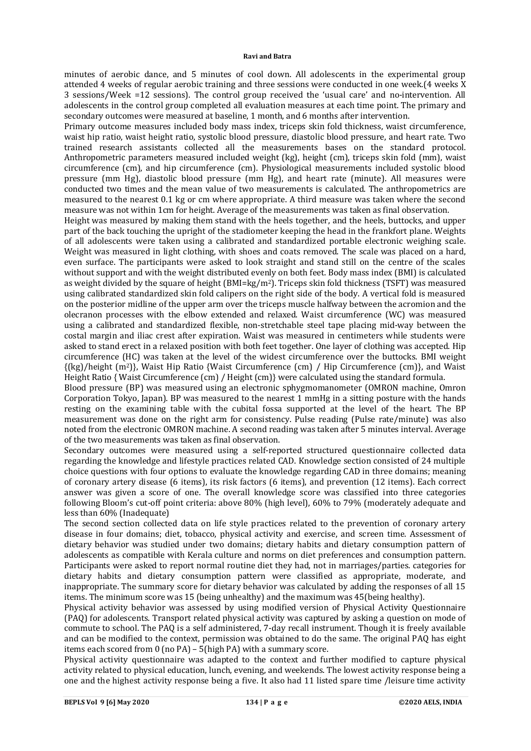minutes of aerobic dance, and 5 minutes of cool down. All adolescents in the experimental group attended 4 weeks of regular aerobic training and three sessions were conducted in one week.(4 weeks X 3 sessions/Week =12 sessions). The control group received the 'usual care' and no-intervention. All adolescents in the control group completed all evaluation measures at each time point. The primary and secondary outcomes were measured at baseline, 1 month, and 6 months after intervention.

Primary outcome measures included body mass index, triceps skin fold thickness, waist circumference, waist hip ratio, waist height ratio, systolic blood pressure, diastolic blood pressure, and heart rate. Two trained research assistants collected all the measurements bases on the standard protocol. Anthropometric parameters measured included weight (kg), height (cm), triceps skin fold (mm), waist circumference (cm), and hip circumference (cm). Physiological measurements included systolic blood pressure (mm Hg), diastolic blood pressure (mm Hg), and heart rate (minute). All measures were conducted two times and the mean value of two measurements is calculated. The anthropometrics are measured to the nearest 0.1 kg or cm where appropriate. A third measure was taken where the second measure was not within 1cm for height. Average of the measurements was taken as final observation.

Height was measured by making them stand with the heels together, and the heels, buttocks, and upper part of the back touching the upright of the stadiometer keeping the head in the frankfort plane. Weights of all adolescents were taken using a calibrated and standardized portable electronic weighing scale. Weight was measured in light clothing, with shoes and coats removed. The scale was placed on a hard, even surface. The participants were asked to look straight and stand still on the centre of the scales without support and with the weight distributed evenly on both feet. Body mass index (BMI) is calculated as weight divided by the square of height ($BMI=kg/m^2$). Triceps skin fold thickness (TSFT) was measured using calibrated standardized skin fold calipers on the right side of the body. A vertical fold is measured on the posterior midline of the upper arm over the triceps muscle halfway between the acromion and the olecranon processes with the elbow extended and relaxed. Waist circumference (WC) was measured using a calibrated and standardized flexible, non-stretchable steel tape placing mid-way between the costal margin and iliac crest after expiration. Waist was measured in centimeters while students were asked to stand erect in a relaxed position with both feet together. One layer of clothing was accepted. Hip circumference (HC) was taken at the level of the widest circumference over the buttocks. BMI weight {(kg)/height ($m^2$)}, Waist Hip Ratio {Waist Circumference (cm) / Hip Circumference (cm)}, and Waist Height Ratio { Waist Circumference (cm) / Height (cm)} were calculated using the standard formula.

Blood pressure (BP) was measured using an electronic sphygmomanometer (OMRON machine, Omron Corporation Tokyo, Japan). BP was measured to the nearest 1 mmHg in a sitting posture with the hands resting on the examining table with the cubital fossa supported at the level of the heart. The BP measurement was done on the right arm for consistency. Pulse reading (Pulse rate/minute) was also noted from the electronic OMRON machine. A second reading was taken after 5 minutes interval. Average of the two measurements was taken as final observation.

Secondary outcomes were measured using a self-reported structured questionnaire collected data regarding the knowledge and lifestyle practices related CAD. Knowledge section consisted of 24 multiple choice questions with four options to evaluate the knowledge regarding CAD in three domains; meaning of coronary artery disease (6 items), its risk factors (6 items), and prevention (12 items). Each correct answer was given a score of one. The overall knowledge score was classified into three categories following Bloom's cut-off point criteria: above 80% (high level), 60% to 79% (moderately adequate and less than 60% (Inadequate)

The second section collected data on life style practices related to the prevention of coronary artery disease in four domains; diet, tobacco, physical activity and exercise, and screen time. Assessment of dietary behavior was studied under two domains; dietary habits and dietary consumption pattern of adolescents as compatible with Kerala culture and norms on diet preferences and consumption pattern. Participants were asked to report normal routine diet they had, not in marriages/parties. categories for dietary habits and dietary consumption pattern were classified as appropriate, moderate, and inappropriate. The summary score for dietary behavior was calculated by adding the responses of all 15 items. The minimum score was 15 (being unhealthy) and the maximum was 45(being healthy).

Physical activity behavior was assessed by using modified version of Physical Activity Questionnaire (PAQ) for adolescents. Transport related physical activity was captured by asking a question on mode of commute to school. The PAQ is a self administered, 7-day recall instrument. Though it is freely available and can be modified to the context, permission was obtained to do the same. The original PAQ has eight items each scored from 0 (no PA) – 5(high PA) with a summary score.

Physical activity questionnaire was adapted to the context and further modified to capture physical activity related to physical education, lunch, evening, and weekends. The lowest activity response being a one and the highest activity response being a five. It also had 11 listed spare time /leisure time activity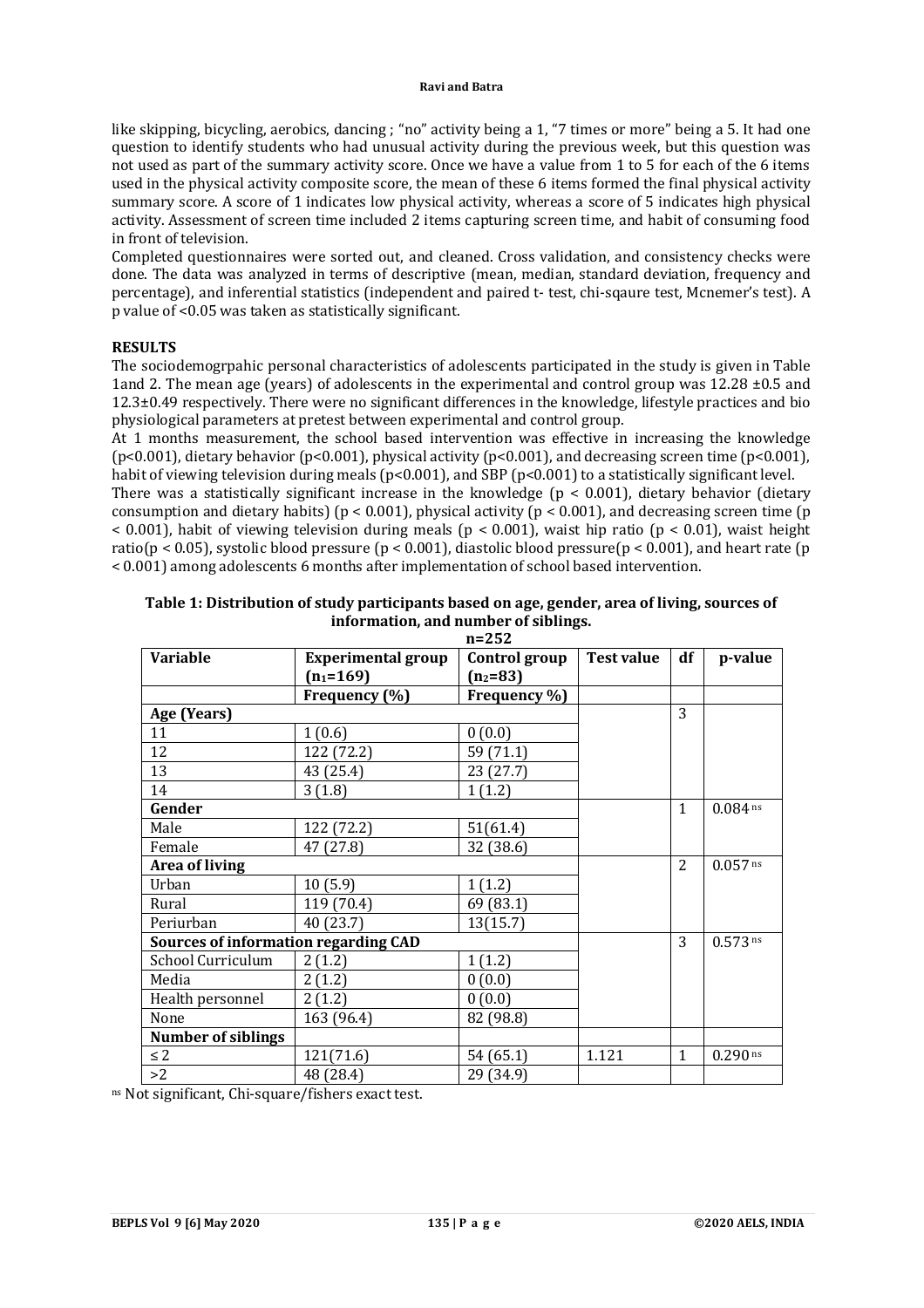like skipping, bicycling, aerobics, dancing ; "no" activity being a 1, "7 times or more" being a 5. It had one question to identify students who had unusual activity during the previous week, but this question was not used as part of the summary activity score. Once we have a value from 1 to 5 for each of the 6 items used in the physical activity composite score, the mean of these 6 items formed the final physical activity summary score. A score of 1 indicates low physical activity, whereas a score of 5 indicates high physical activity. Assessment of screen time included 2 items capturing screen time, and habit of consuming food in front of television.

Completed questionnaires were sorted out, and cleaned. Cross validation, and consistency checks were done. The data was analyzed in terms of descriptive (mean, median, standard deviation, frequency and percentage), and inferential statistics (independent and paired t- test, chi-sqaure test, Mcnemer's test). A p value of <0.05 was taken as statistically significant.

## RESULTS

The sociodemogrpahic personal characteristics of adolescents participated in the study is given in Table 1and 2. The mean age (years) of adolescents in the experimental and control group was 12.28 ±0.5 and 12.3±0.49 respectively. There were no significant differences in the knowledge, lifestyle practices and bio physiological parameters at pretest between experimental and control group.

At 1 months measurement, the school based intervention was effective in increasing the knowledge ($p<0.001$), dietary behavior ($p<0.001$), physical activity ($p<0.001$), and decreasing screen time ($p<0.001$), habit of viewing television during meals ($p<0.001$), and SBP ($p<0.001$) to a statistically significant level.

There was a statistically significant increase in the knowledge ($p < 0.001$), dietary behavior (dietary consumption and dietary habits) ($p < 0.001$), physical activity ($p < 0.001$), and decreasing screen time ($p < 0.001$), habit of viewing television during meals ($p < 0.001$), waist hip ratio ($p < 0.01$), waist height ratio($p < 0.05$), systolic blood pressure ($p < 0.001$), diastolic blood pressure($p < 0.001$), and heart rate ($p < 0.001$) among adolescents 6 months after implementation of school based intervention.

**Table 1: Distribution of study participants based on age, gender, area of living, sources of information, and number of siblings.**

n=252

| Variable | Experimental group ($n_1$=169) | Control group ($n_2$=83) | Test value | df | p-value |
|---|---|---|---|---|---|
| | Frequency (%) | Frequency %) | | | |
| **Age (Years)** | | | | 3 | |
| 11 | 1 (0.6) | 0 (0.0) | | | |
| 12 | 122 (72.2) | 59 (71.1) | | | |
| 13 | 43 (25.4) | 23 (27.7) | | | |
| 14 | 3 (1.8) | 1 (1.2) | | | |
| **Gender** | | | | 1 | 0.084 ns |
| Male | 122 (72.2) | 51(61.4) | | | |
| Female | 47 (27.8) | 32 (38.6) | | | |
| **Area of living** | | | | 2 | 0.057 ns |
| Urban | 10 (5.9) | 1 (1.2) | | | |
| Rural | 119 (70.4) | 69 (83.1) | | | |
| Periurban | 40 (23.7) | 13(15.7) | | | |
| **Sources of information regarding CAD** | | | | 3 | 0.573 ns |
| School Curriculum | 2 (1.2) | 1 (1.2) | | | |
| Media | 2 (1.2) | 0 (0.0) | | | |
| Health personnel | 2 (1.2) | 0 (0.0) | | | |
| None | 163 (96.4) | 82 (98.8) | | | |
| **Number of siblings** | | | | | |
| ≤ 2 | 121(71.6) | 54 (65.1) | 1.121 | 1 | 0.290 ns |
| >2 | 48 (28.4) | 29 (34.9) | | | |

ns Not significant, Chi-square/fishers exact test.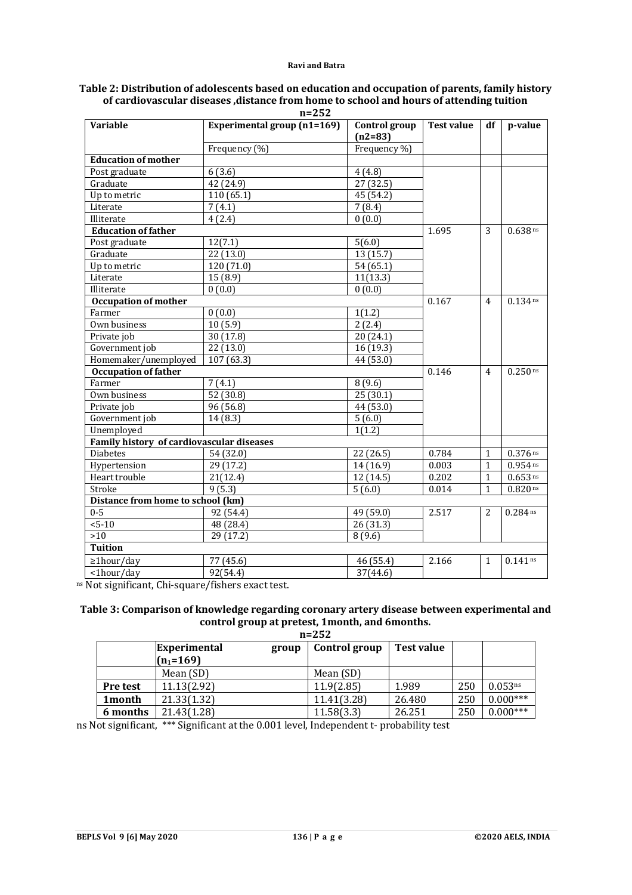**Table 2: Distribution of adolescents based on education and occupation of parents, family history of cardiovascular diseases ,distance from home to school and hours of attending tuition**

**n=252**

| Variable | Experimental group (n1=169) | Control group (n2=83) | Test value | df | p-value |
|---|---|---|---|---|---|
| | Frequency (%) | Frequency %) | | | |
| **Education of mother** | | | | | |
| Post graduate | 6 (3.6) | 4 (4.8) | | | |
| Graduate | 42 (24.9) | 27 (32.5) | | | |
| Up to metric | 110 (65.1) | 45 (54.2) | | | |
| Literate | 7 (4.1) | 7 (8.4) | | | |
| Illiterate | 4 (2.4) | 0 (0.0) | | | |
| **Education of father** | | | 1.695 | 3 | 0.638 ns |
| Post graduate | 12(7.1) | 5(6.0) | | | |
| Graduate | 22 (13.0) | 13 (15.7) | | | |
| Up to metric | 120 (71.0) | 54 (65.1) | | | |
| Literate | 15 (8.9) | 11(13.3) | | | |
| Illiterate | 0 (0.0) | 0 (0.0) | | | |
| **Occupation of mother** | | | 0.167 | 4 | 0.134 ns |
| Farmer | 0 (0.0) | 1(1.2) | | | |
| Own business | 10 (5.9) | 2 (2.4) | | | |
| Private job | 30 (17.8) | 20 (24.1) | | | |
| Government job | 22 (13.0) | 16 (19.3) | | | |
| Homemaker/unemployed | 107 (63.3) | 44 (53.0) | | | |
| **Occupation of father** | | | 0.146 | 4 | 0.250 ns |
| Farmer | 7 (4.1) | 8 (9.6) | | | |
| Own business | 52 (30.8) | 25 (30.1) | | | |
| Private job | 96 (56.8) | 44 (53.0) | | | |
| Government job | 14 (8.3) | 5 (6.0) | | | |
| Unemployed | | 1(1.2) | | | |
| **Family history of cardiovascular diseases** | | | | | |
| Diabetes | 54 (32.0) | 22 (26.5) | 0.784 | 1 | 0.376 ns |
| Hypertension | 29 (17.2) | 14 (16.9) | 0.003 | 1 | 0.954 ns |
| Heart trouble | 21(12.4) | 12 (14.5) | 0.202 | 1 | 0.653 ns |
| Stroke | 9 (5.3) | 5 (6.0) | 0.014 | 1 | 0.820 ns |
| **Distance from home to school (km)** | | | | | |
| 0-5 | 92 (54.4) | 49 (59.0) | 2.517 | 2 | 0.284 ns |
| <5-10 | 48 (28.4) | 26 (31.3) | | | |
| >10 | 29 (17.2) | 8 (9.6) | | | |
| **Tuition** | | | | | |
| ≥1hour/day | 77 (45.6) | 46 (55.4) | 2.166 | 1 | 0.141 ns |
| <1hour/day | 92(54.4) | 37(44.6) | | | |

ns Not significant, Chi-square/fishers exact test.

**Table 3: Comparison of knowledge regarding coronary artery disease between experimental and control group at pretest, 1month, and 6months.**

**n=252**

| | Experimental group ($n_1$=169) | Control group | Test value | | |
|---|---|---|---|---|---|
| | Mean (SD) | Mean (SD) | | | |
| **Pre test** | 11.13(2.92) | 11.9(2.85) | 1.989 | 250 | 0.053ns |
| **1month** | 21.33(1.32) | 11.41(3.28) | 26.480 | 250 | 0.000*** |
| **6 months** | 21.43(1.28) | 11.58(3.3) | 26.251 | 250 | 0.000*** |

ns Not significant, *** Significant at the 0.001 level, Independent t- probability test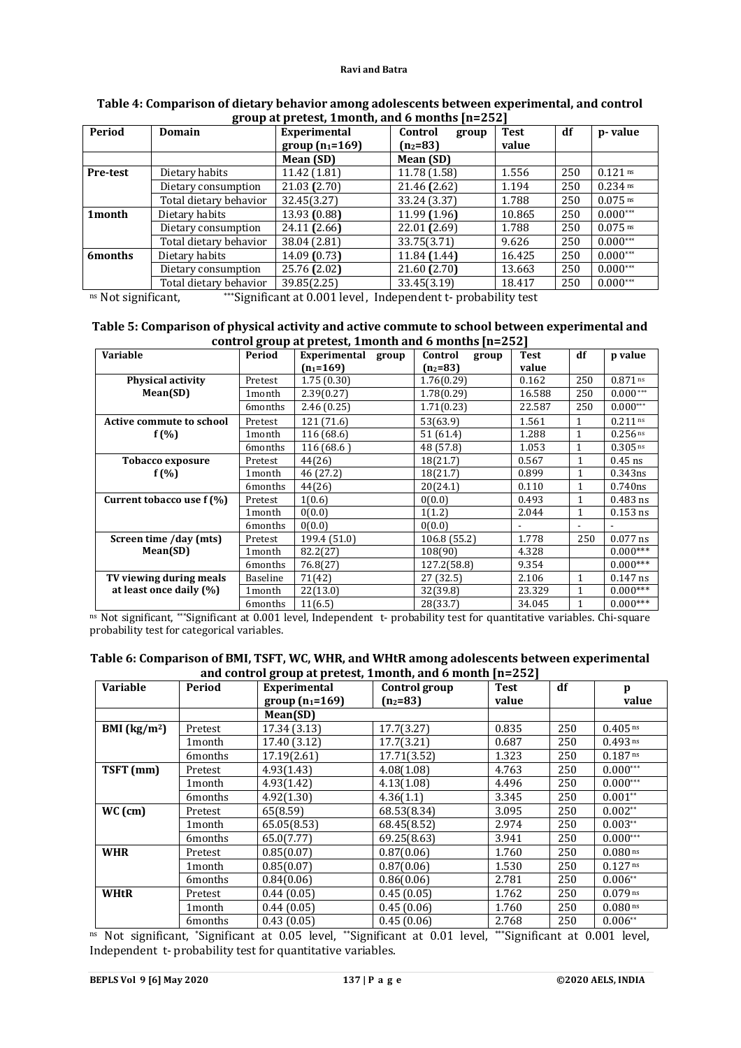**Table 4: Comparison of dietary behavior among adolescents between experimental, and control group at pretest, 1month, and 6 months [n=252]**

| Period | Domain | Experimental group ($n_1$=169) | Control group ($n_2$=83) | Test value | df | p- value |
|---|---|---|---|---|---|---|
| | | Mean (SD) | Mean (SD) | | | |
| **Pre-test** | Dietary habits | 11.42 (1.81) | 11.78 (1.58) | 1.556 | 250 | 0.121 [ns] |
| | Dietary consumption | 21.03 (2.70) | 21.46 (2.62) | 1.194 | 250 | 0.234 [ns] |
| | Total dietary behavior | 32.45(3.27) | 33.24 (3.37) | 1.788 | 250 | 0.075 [ns] |
| **1month** | Dietary habits | 13.93 (0.88) | 11.99 (1.96) | 10.865 | 250 | 0.000*** |
| | Dietary consumption | 24.11 (2.66) | 22.01 (2.69) | 1.788 | 250 | 0.075 [ns] |
| | Total dietary behavior | 38.04 (2.81) | 33.75(3.71) | 9.626 | 250 | 0.000*** |
| **6months** | Dietary habits | 14.09 (0.73) | 11.84 (1.44) | 16.425 | 250 | 0.000*** |
| | Dietary consumption | 25.76 (2.02) | 21.60 (2.70) | 13.663 | 250 | 0.000*** |
| | Total dietary behavior | 39.85(2.25) | 33.45(3.19) | 18.417 | 250 | 0.000*** |

[ns] Not significant, ***Significant at 0.001 level, Independent t- probability test

**Table 5: Comparison of physical activity and active commute to school between experimental and control group at pretest, 1month and 6 months [n=252]**

| Variable | Period | Experimental group ($n_1$=169) | Control group ($n_2$=83) | Test value | df | p value |
|---|---|---|---|---|---|---|
| **Physical activity Mean(SD)** | Pretest | 1.75 (0.30) | 1.76(0.29) | 0.162 | 250 | 0.871 [ns] |
| | 1month | 2.39(0.27) | 1.78(0.29) | 16.588 | 250 | 0.000*** |
| | 6months | 2.46 (0.25) | 1.71(0.23) | 22.587 | 250 | 0.000*** |
| **Active commute to school f (%)** | Pretest | 121 (71.6) | 53(63.9) | 1.561 | 1 | 0.211 [ns] |
| | 1month | 116 (68.6) | 51 (61.4) | 1.288 | 1 | 0.256 [ns] |
| | 6months | 116 (68.6 ) | 48 (57.8) | 1.053 | 1 | 0.305 [ns] |
| **Tobacco exposure f (%)** | Pretest | 44(26) | 18(21.7) | 0.567 | 1 | 0.45 ns |
| | 1month | 46 (27.2) | 18(21.7) | 0.899 | 1 | 0.343ns |
| | 6months | 44(26) | 20(24.1) | 0.110 | 1 | 0.740ns |
| **Current tobacco use f (%)** | Pretest | 1(0.6) | 0(0.0) | 0.493 | 1 | 0.483 ns |
| | 1month | 0(0.0) | 1(1.2) | 2.044 | 1 | 0.153 ns |
| | 6months | 0(0.0) | 0(0.0) | - | - | - |
| **Screen time /day (mts) Mean(SD)** | Pretest | 199.4 (51.0) | 106.8 (55.2) | 1.778 | 250 | 0.077 ns |
| | 1month | 82.2(27) | 108(90) | 4.328 | | 0.000*** |
| | 6months | 76.8(27) | 127.2(58.8) | 9.354 | | 0.000*** |
| **TV viewing during meals at least once daily (%)** | Baseline | 71(42) | 27 (32.5) | 2.106 | 1 | 0.147 ns |
| | 1month | 22(13.0) | 32(39.8) | 23.329 | 1 | 0.000*** |
| | 6months | 11(6.5) | 28(33.7) | 34.045 | 1 | 0.000*** |

[ns] Not significant, ***Significant at 0.001 level, Independent t- probability test for quantitative variables. Chi-square probability test for categorical variables.

**Table 6: Comparison of BMI, TSFT, WC, WHR, and WHtR among adolescents between experimental and control group at pretest, 1month, and 6 month [n=252]**

| Variable | Period | Experimental group ($n_1$=169) | Control group ($n_2$=83) | Test value | df | p value |
|---|---|---|---|---|---|---|
| | | Mean(SD) | | | | |
| **BMI (kg/m²)** | Pretest | 17.34 (3.13) | 17.7(3.27) | 0.835 | 250 | 0.405 [ns] |
| | 1month | 17.40 (3.12) | 17.7(3.21) | 0.687 | 250 | 0.493 [ns] |
| | 6months | 17.19(2.61) | 17.71(3.52) | 1.323 | 250 | 0.187 [ns] |
| **TSFT (mm)** | Pretest | 4.93(1.43) | 4.08(1.08) | 4.763 | 250 | 0.000*** |
| | 1month | 4.93(1.42) | 4.13(1.08) | 4.496 | 250 | 0.000*** |
| | 6months | 4.92(1.30) | 4.36(1.1) | 3.345 | 250 | 0.001** |
| **WC (cm)** | Pretest | 65(8.59) | 68.53(8.34) | 3.095 | 250 | 0.002** |
| | 1month | 65.05(8.53) | 68.45(8.52) | 2.974 | 250 | 0.003** |
| | 6months | 65.0(7.77) | 69.25(8.63) | 3.941 | 250 | 0.000*** |
| **WHR** | Pretest | 0.85(0.07) | 0.87(0.06) | 1.760 | 250 | 0.080 [ns] |
| | 1month | 0.85(0.07) | 0.87(0.06) | 1.530 | 250 | 0.127 [ns] |
| | 6months | 0.84(0.06) | 0.86(0.06) | 2.781 | 250 | 0.006** |
| **WHtR** | Pretest | 0.44 (0.05) | 0.45 (0.05) | 1.762 | 250 | 0.079 [ns] |
| | 1month | 0.44 (0.05) | 0.45 (0.06) | 1.760 | 250 | 0.080 [ns] |
| | 6months | 0.43 (0.05) | 0.45 (0.06) | 2.768 | 250 | 0.006** |

[ns] Not significant, *Significant at 0.05 level, **Significant at 0.01 level, ***Significant at 0.001 level, Independent t- probability test for quantitative variables.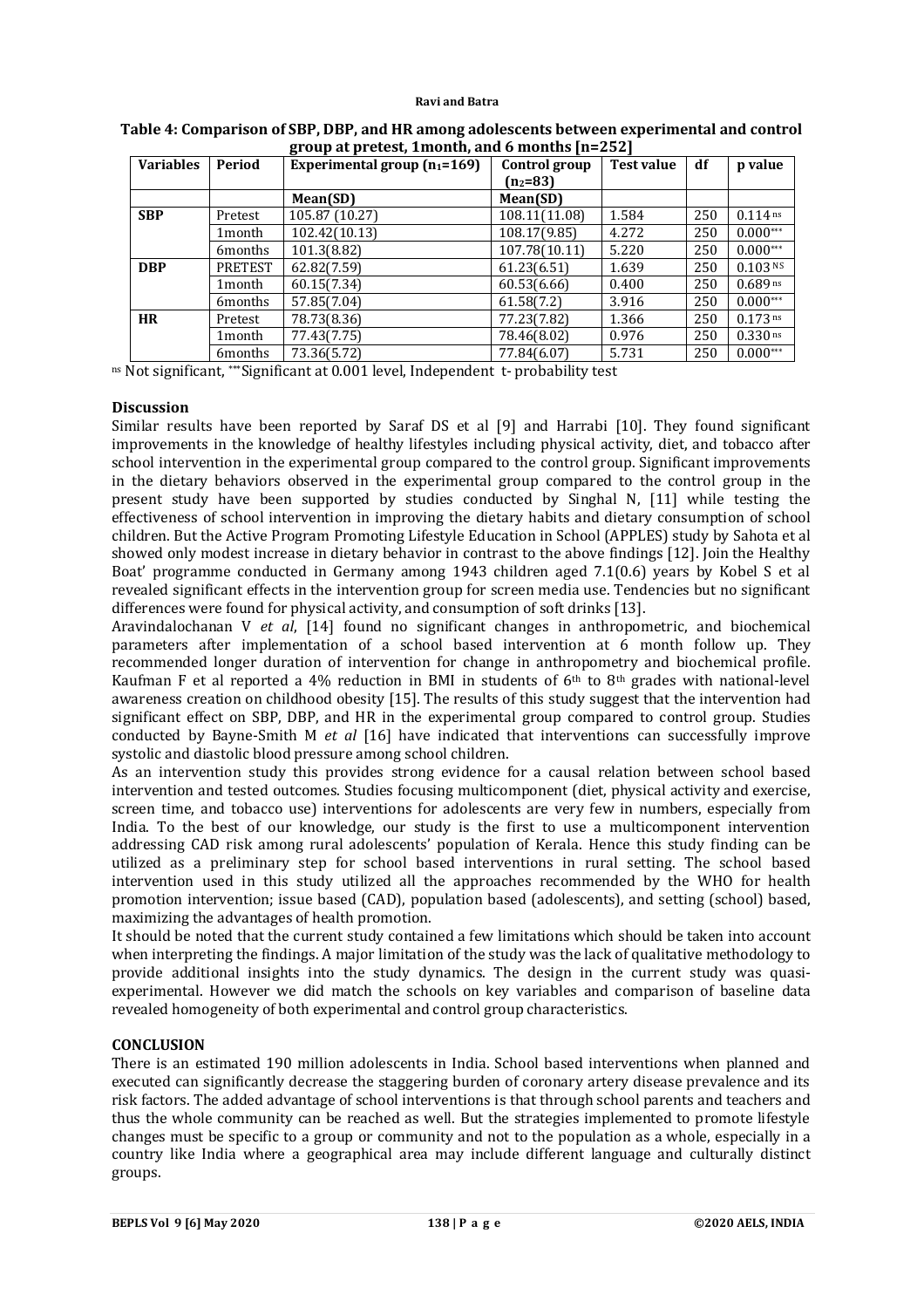**Table 4: Comparison of SBP, DBP, and HR among adolescents between experimental and control group at pretest, 1month, and 6 months [n=252]**

| Variables | Period | Experimental group ($n_1$=169) | Control group ($n_2$=83) | Test value | df | p value |
|---|---|---|---|---|---|---|
| | | Mean(SD) | Mean(SD) | | | |
| **SBP** | Pretest | 105.87 (10.27) | 108.11(11.08) | 1.584 | 250 | 0.114 ns |
| | 1month | 102.42(10.13) | 108.17(9.85) | 4.272 | 250 | 0.000*** |
| | 6months | 101.3(8.82) | 107.78(10.11) | 5.220 | 250 | 0.000*** |
| **DBP** | PRETEST | 62.82(7.59) | 61.23(6.51) | 1.639 | 250 | 0.103 NS |
| | 1month | 60.15(7.34) | 60.53(6.66) | 0.400 | 250 | 0.689 ns |
| | 6months | 57.85(7.04) | 61.58(7.2) | 3.916 | 250 | 0.000*** |
| **HR** | Pretest | 78.73(8.36) | 77.23(7.82) | 1.366 | 250 | 0.173 ns |
| | 1month | 77.43(7.75) | 78.46(8.02) | 0.976 | 250 | 0.330 ns |
| | 6months | 73.36(5.72) | 77.84(6.07) | 5.731 | 250 | 0.000*** |

ns Not significant, ***Significant at 0.001 level, Independent t- probability test

## Discussion

Similar results have been reported by Saraf DS et al [9] and Harrabi [10]. They found significant improvements in the knowledge of healthy lifestyles including physical activity, diet, and tobacco after school intervention in the experimental group compared to the control group. Significant improvements in the dietary behaviors observed in the experimental group compared to the control group in the present study have been supported by studies conducted by Singhal N, [11] while testing the effectiveness of school intervention in improving the dietary habits and dietary consumption of school children. But the Active Program Promoting Lifestyle Education in School (APPLES) study by Sahota et al showed only modest increase in dietary behavior in contrast to the above findings [12]. Join the Healthy Boat' programme conducted in Germany among 1943 children aged 7.1(0.6) years by Kobel S et al revealed significant effects in the intervention group for screen media use. Tendencies but no significant differences were found for physical activity, and consumption of soft drinks [13].

Aravindalochanan V *et al*, [14] found no significant changes in anthropometric, and biochemical parameters after implementation of a school based intervention at 6 month follow up. They recommended longer duration of intervention for change in anthropometry and biochemical profile. Kaufman F et al reported a 4% reduction in BMI in students of 6th to 8th grades with national-level awareness creation on childhood obesity [15]. The results of this study suggest that the intervention had significant effect on SBP, DBP, and HR in the experimental group compared to control group. Studies conducted by Bayne-Smith M *et al* [16] have indicated that interventions can successfully improve systolic and diastolic blood pressure among school children.

As an intervention study this provides strong evidence for a causal relation between school based intervention and tested outcomes. Studies focusing multicomponent (diet, physical activity and exercise, screen time, and tobacco use) interventions for adolescents are very few in numbers, especially from India. To the best of our knowledge, our study is the first to use a multicomponent intervention addressing CAD risk among rural adolescents' population of Kerala. Hence this study finding can be utilized as a preliminary step for school based interventions in rural setting. The school based intervention used in this study utilized all the approaches recommended by the WHO for health promotion intervention; issue based (CAD), population based (adolescents), and setting (school) based, maximizing the advantages of health promotion.

It should be noted that the current study contained a few limitations which should be taken into account when interpreting the findings. A major limitation of the study was the lack of qualitative methodology to provide additional insights into the study dynamics. The design in the current study was quasi-experimental. However we did match the schools on key variables and comparison of baseline data revealed homogeneity of both experimental and control group characteristics.

## CONCLUSION

There is an estimated 190 million adolescents in India. School based interventions when planned and executed can significantly decrease the staggering burden of coronary artery disease prevalence and its risk factors. The added advantage of school interventions is that through school parents and teachers and thus the whole community can be reached as well. But the strategies implemented to promote lifestyle changes must be specific to a group or community and not to the population as a whole, especially in a country like India where a geographical area may include different language and culturally distinct groups.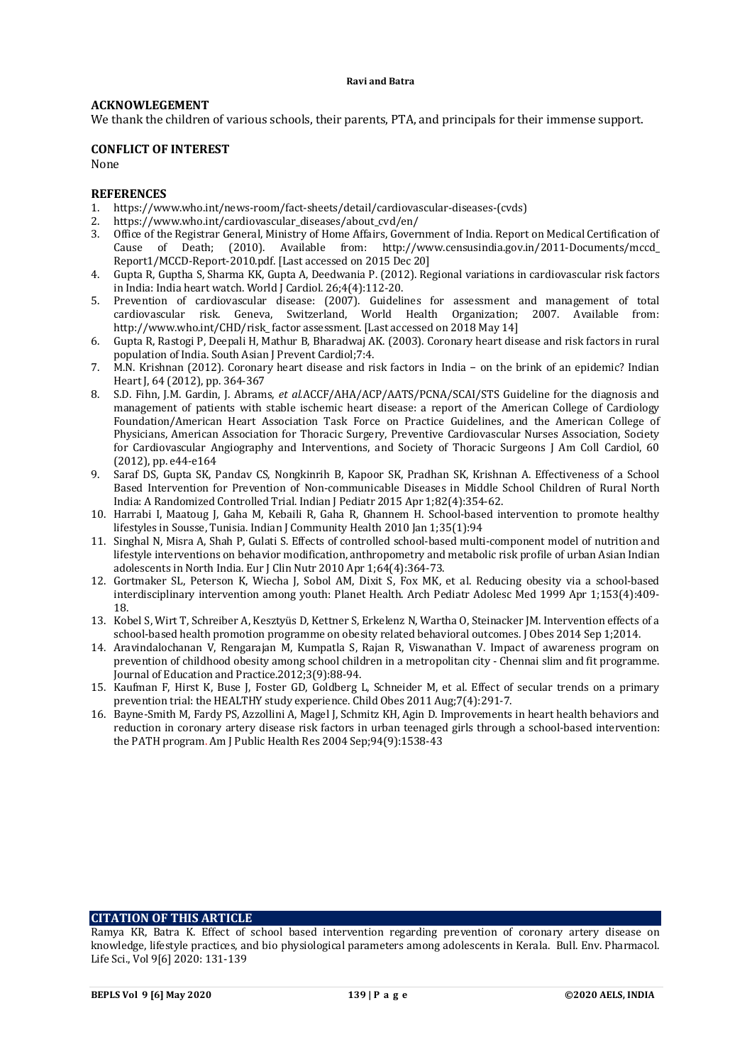## ACKNOWLEGEMENT

We thank the children of various schools, their parents, PTA, and principals for their immense support.

## CONFLICT OF INTEREST

None

## REFERENCES

1. https://www.who.int/news-room/fact-sheets/detail/cardiovascular-diseases-(cvds)
2. https://www.who.int/cardiovascular_diseases/about_cvd/en/
3. Office of the Registrar General, Ministry of Home Affairs, Government of India. Report on Medical Certification of Cause of Death; (2010). Available from: http://www.censusindia.gov.in/2011-Documents/mccd_Report1/MCCD-Report-2010.pdf. [Last accessed on 2015 Dec 20]
4. Gupta R, Guptha S, Sharma KK, Gupta A, Deedwania P. (2012). Regional variations in cardiovascular risk factors in India: India heart watch. World J Cardiol. 26;4(4):112-20.
5. Prevention of cardiovascular disease: (2007). Guidelines for assessment and management of total cardiovascular risk. Geneva, Switzerland, World Health Organization; 2007. Available from: http://www.who.int/CHD/risk_ factor assessment. [Last accessed on 2018 May 14]
6. Gupta R, Rastogi P, Deepali H, Mathur B, Bharadwaj AK. (2003). Coronary heart disease and risk factors in rural population of India. South Asian J Prevent Cardiol;7:4.
7. M.N. Krishnan (2012). Coronary heart disease and risk factors in India – on the brink of an epidemic? Indian Heart J, 64 (2012), pp. 364-367
8. S.D. Fihn, J.M. Gardin, J. Abrams, *et al.*ACCF/AHA/ACP/AATS/PCNA/SCAI/STS Guideline for the diagnosis and management of patients with stable ischemic heart disease: a report of the American College of Cardiology Foundation/American Heart Association Task Force on Practice Guidelines, and the American College of Physicians, American Association for Thoracic Surgery, Preventive Cardiovascular Nurses Association, Society for Cardiovascular Angiography and Interventions, and Society of Thoracic Surgeons J Am Coll Cardiol, 60 (2012), pp. e44-e164
9. Saraf DS, Gupta SK, Pandav CS, Nongkinrih B, Kapoor SK, Pradhan SK, Krishnan A. Effectiveness of a School Based Intervention for Prevention of Non-communicable Diseases in Middle School Children of Rural North India: A Randomized Controlled Trial. Indian J Pediatr 2015 Apr 1;82(4):354-62.
10. Harrabi I, Maatoug J, Gaha M, Kebaili R, Gaha R, Ghannem H. School-based intervention to promote healthy lifestyles in Sousse, Tunisia. Indian J Community Health 2010 Jan 1;35(1):94
11. Singhal N, Misra A, Shah P, Gulati S. Effects of controlled school-based multi-component model of nutrition and lifestyle interventions on behavior modification, anthropometry and metabolic risk profile of urban Asian Indian adolescents in North India. Eur J Clin Nutr 2010 Apr 1;64(4):364-73.
12. Gortmaker SL, Peterson K, Wiecha J, Sobol AM, Dixit S, Fox MK, et al. Reducing obesity via a school-based interdisciplinary intervention among youth: Planet Health. Arch Pediatr Adolesc Med 1999 Apr 1;153(4):409-18.
13. Kobel S, Wirt T, Schreiber A, Kesztyüs D, Kettner S, Erkelenz N, Wartha O, Steinacker JM. Intervention effects of a school-based health promotion programme on obesity related behavioral outcomes. J Obes 2014 Sep 1;2014.
14. Aravindalochanan V, Rengarajan M, Kumpatla S, Rajan R, Viswanathan V. Impact of awareness program on prevention of childhood obesity among school children in a metropolitan city - Chennai slim and fit programme. Journal of Education and Practice.2012;3(9):88-94.
15. Kaufman F, Hirst K, Buse J, Foster GD, Goldberg L, Schneider M, et al. Effect of secular trends on a primary prevention trial: the HEALTHY study experience. Child Obes 2011 Aug;7(4):291-7.
16. Bayne-Smith M, Fardy PS, Azzollini A, Magel J, Schmitz KH, Agin D. Improvements in heart health behaviors and reduction in coronary artery disease risk factors in urban teenaged girls through a school-based intervention: the PATH program. Am J Public Health Res 2004 Sep;94(9):1538-43

## CITATION OF THIS ARTICLE

Ramya KR, Batra K. Effect of school based intervention regarding prevention of coronary artery disease on knowledge, lifestyle practices, and bio physiological parameters among adolescents in Kerala. Bull. Env. Pharmacol. Life Sci., Vol 9[6] 2020: 131-139